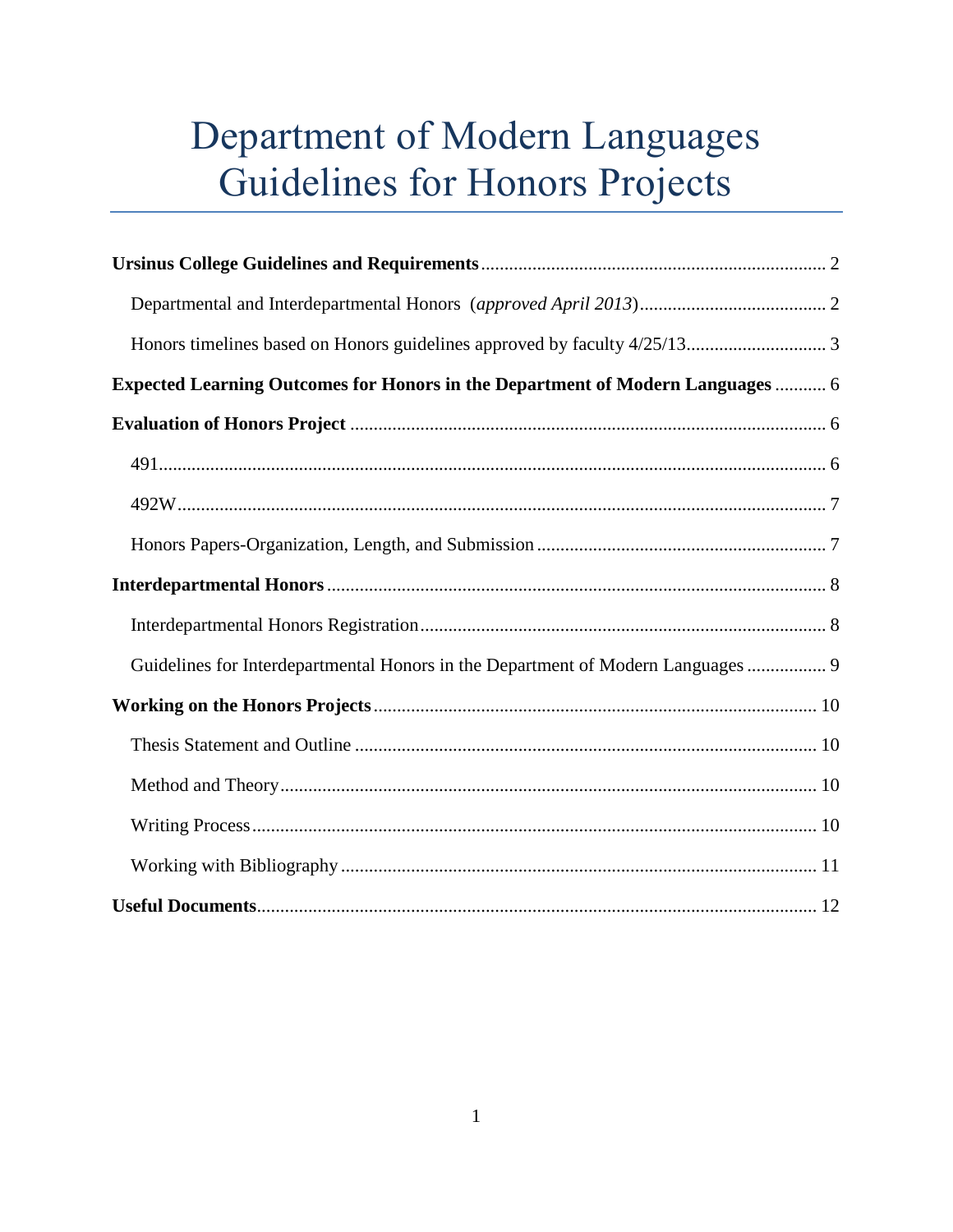# Department of Modern Languages Guidelines for Honors Projects

**Ursinus College Guidelines and Requirements** .......... 2

Departmental and Interdepartmental Honors (*approved April 2013*) .......... 2

Honors timelines based on Honors guidelines approved by faculty 4/25/13 .......... 3

**Expected Learning Outcomes for Honors in the Department of Modern Languages** .......... 6

**Evaluation of Honors Project** .......... 6

491 .......... 6

492W .......... 7

Honors Papers-Organization, Length, and Submission .......... 7

**Interdepartmental Honors** .......... 8

Interdepartmental Honors Registration .......... 8

Guidelines for Interdepartmental Honors in the Department of Modern Languages .......... 9

**Working on the Honors Projects** .......... 10

Thesis Statement and Outline .......... 10

Method and Theory .......... 10

Writing Process .......... 10

Working with Bibliography .......... 11

**Useful Documents** .......... 12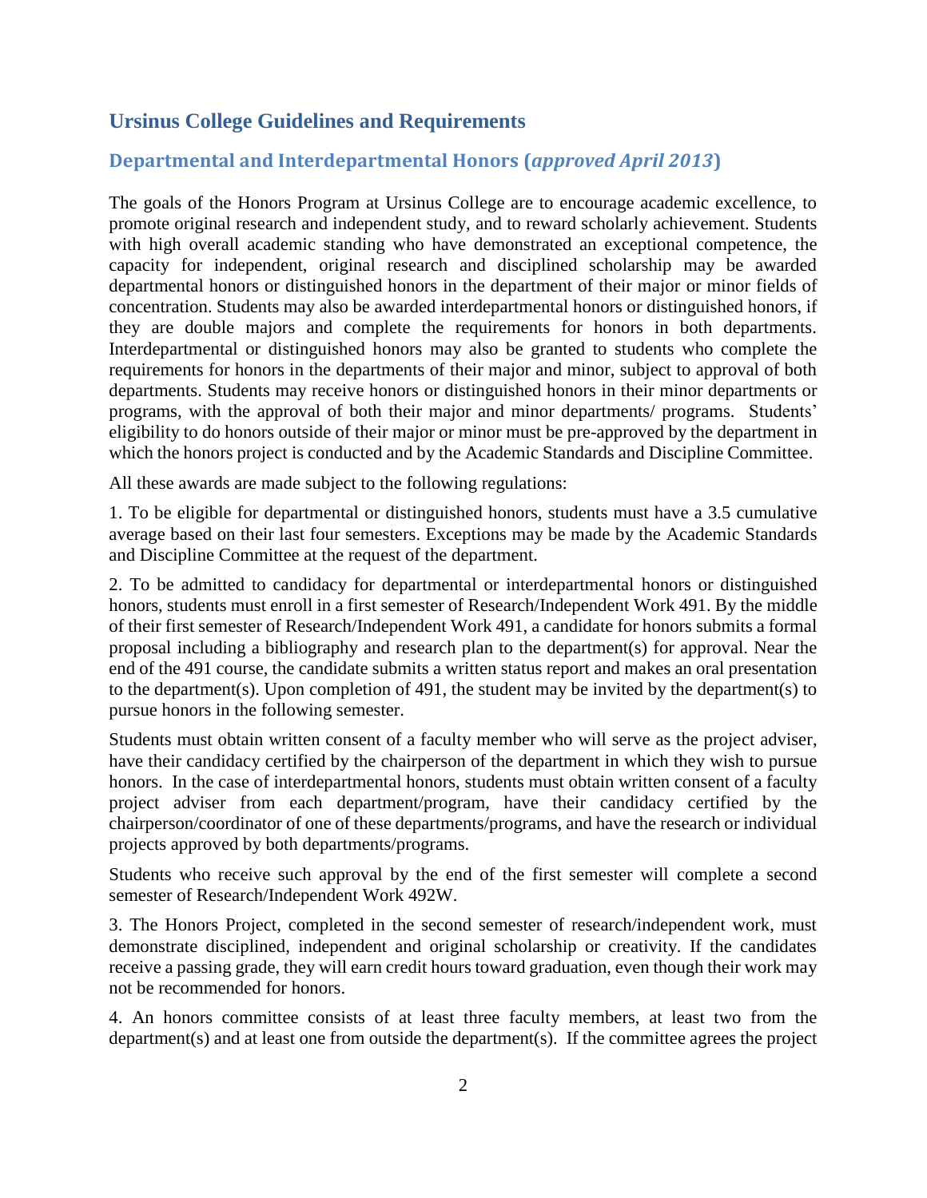## Ursinus College Guidelines and Requirements

### Departmental and Interdepartmental Honors (*approved April 2013*)

The goals of the Honors Program at Ursinus College are to encourage academic excellence, to promote original research and independent study, and to reward scholarly achievement. Students with high overall academic standing who have demonstrated an exceptional competence, the capacity for independent, original research and disciplined scholarship may be awarded departmental honors or distinguished honors in the department of their major or minor fields of concentration. Students may also be awarded interdepartmental honors or distinguished honors, if they are double majors and complete the requirements for honors in both departments. Interdepartmental or distinguished honors may also be granted to students who complete the requirements for honors in the departments of their major and minor, subject to approval of both departments. Students may receive honors or distinguished honors in their minor departments or programs, with the approval of both their major and minor departments/ programs. Students' eligibility to do honors outside of their major or minor must be pre-approved by the department in which the honors project is conducted and by the Academic Standards and Discipline Committee.

All these awards are made subject to the following regulations:

1. To be eligible for departmental or distinguished honors, students must have a 3.5 cumulative average based on their last four semesters. Exceptions may be made by the Academic Standards and Discipline Committee at the request of the department.

2. To be admitted to candidacy for departmental or interdepartmental honors or distinguished honors, students must enroll in a first semester of Research/Independent Work 491. By the middle of their first semester of Research/Independent Work 491, a candidate for honors submits a formal proposal including a bibliography and research plan to the department(s) for approval. Near the end of the 491 course, the candidate submits a written status report and makes an oral presentation to the department(s). Upon completion of 491, the student may be invited by the department(s) to pursue honors in the following semester.

Students must obtain written consent of a faculty member who will serve as the project adviser, have their candidacy certified by the chairperson of the department in which they wish to pursue honors. In the case of interdepartmental honors, students must obtain written consent of a faculty project adviser from each department/program, have their candidacy certified by the chairperson/coordinator of one of these departments/programs, and have the research or individual projects approved by both departments/programs.

Students who receive such approval by the end of the first semester will complete a second semester of Research/Independent Work 492W.

3. The Honors Project, completed in the second semester of research/independent work, must demonstrate disciplined, independent and original scholarship or creativity. If the candidates receive a passing grade, they will earn credit hours toward graduation, even though their work may not be recommended for honors.

4. An honors committee consists of at least three faculty members, at least two from the department(s) and at least one from outside the department(s). If the committee agrees the project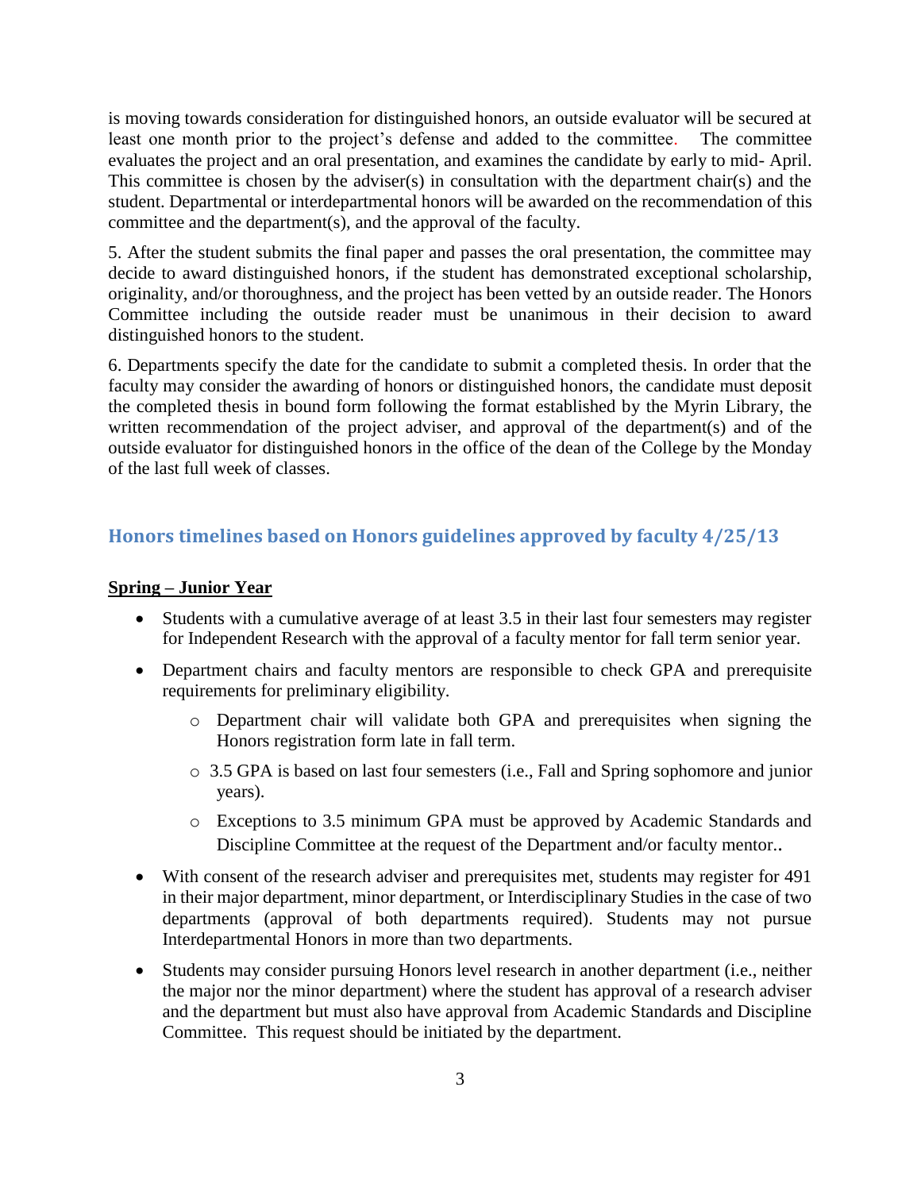is moving towards consideration for distinguished honors, an outside evaluator will be secured at least one month prior to the project's defense and added to the committee. The committee evaluates the project and an oral presentation, and examines the candidate by early to mid- April. This committee is chosen by the adviser(s) in consultation with the department chair(s) and the student. Departmental or interdepartmental honors will be awarded on the recommendation of this committee and the department(s), and the approval of the faculty.

5. After the student submits the final paper and passes the oral presentation, the committee may decide to award distinguished honors, if the student has demonstrated exceptional scholarship, originality, and/or thoroughness, and the project has been vetted by an outside reader. The Honors Committee including the outside reader must be unanimous in their decision to award distinguished honors to the student.

6. Departments specify the date for the candidate to submit a completed thesis. In order that the faculty may consider the awarding of honors or distinguished honors, the candidate must deposit the completed thesis in bound form following the format established by the Myrin Library, the written recommendation of the project adviser, and approval of the department(s) and of the outside evaluator for distinguished honors in the office of the dean of the College by the Monday of the last full week of classes.

## Honors timelines based on Honors guidelines approved by faculty 4/25/13

**Spring – Junior Year**

- Students with a cumulative average of at least 3.5 in their last four semesters may register for Independent Research with the approval of a faculty mentor for fall term senior year.
- Department chairs and faculty mentors are responsible to check GPA and prerequisite requirements for preliminary eligibility.
    - Department chair will validate both GPA and prerequisites when signing the Honors registration form late in fall term.
    - 3.5 GPA is based on last four semesters (i.e., Fall and Spring sophomore and junior years).
    - Exceptions to 3.5 minimum GPA must be approved by Academic Standards and Discipline Committee at the request of the Department and/or faculty mentor..
- With consent of the research adviser and prerequisites met, students may register for 491 in their major department, minor department, or Interdisciplinary Studies in the case of two departments (approval of both departments required). Students may not pursue Interdepartmental Honors in more than two departments.
- Students may consider pursuing Honors level research in another department (i.e., neither the major nor the minor department) where the student has approval of a research adviser and the department but must also have approval from Academic Standards and Discipline Committee. This request should be initiated by the department.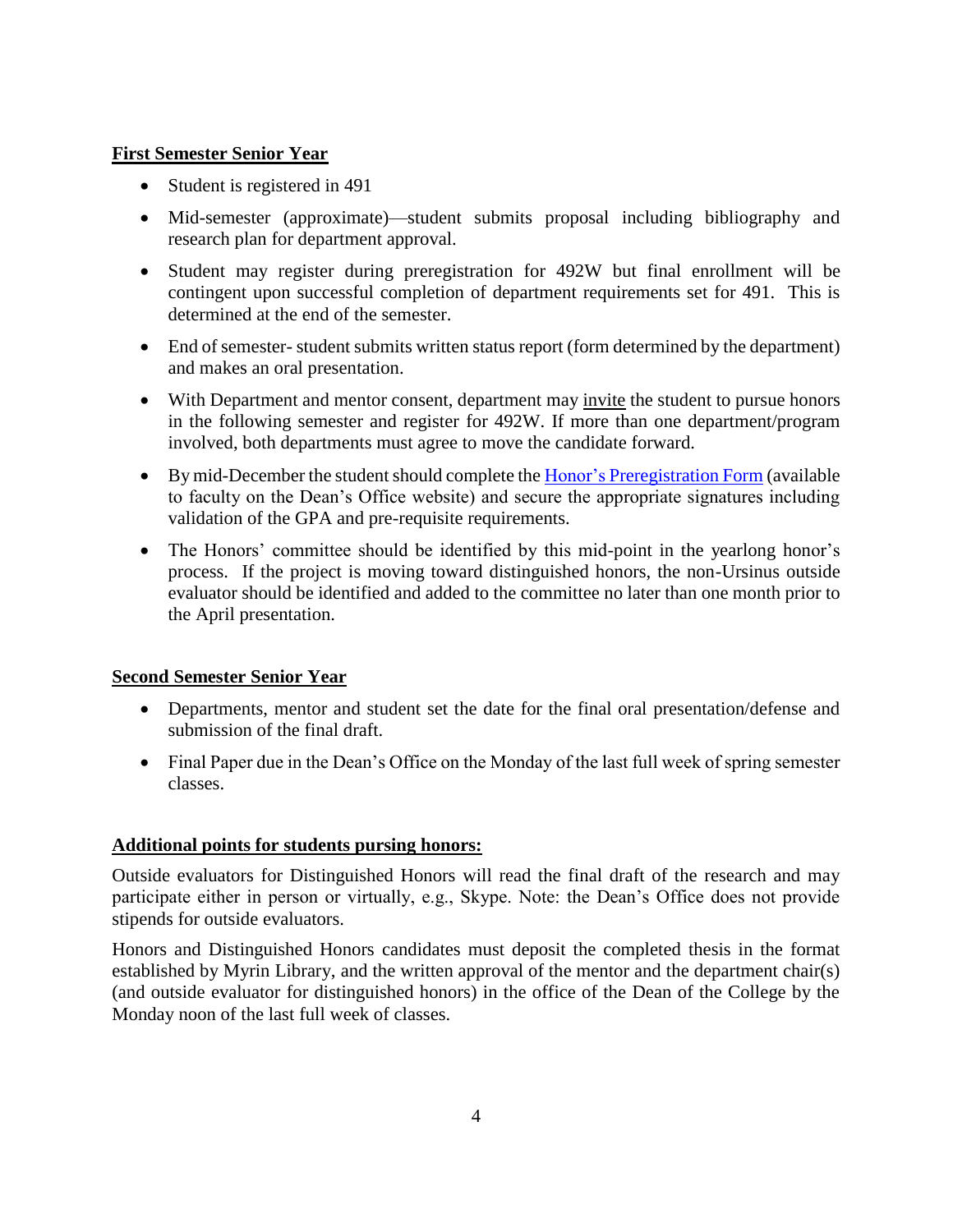**First Semester Senior Year**

- Student is registered in 491
- Mid-semester (approximate)—student submits proposal including bibliography and research plan for department approval.
- Student may register during preregistration for 492W but final enrollment will be contingent upon successful completion of department requirements set for 491. This is determined at the end of the semester.
- End of semester- student submits written status report (form determined by the department) and makes an oral presentation.
- With Department and mentor consent, department may invite the student to pursue honors in the following semester and register for 492W. If more than one department/program involved, both departments must agree to move the candidate forward.
- By mid-December the student should complete the Honor's Preregistration Form (available to faculty on the Dean's Office website) and secure the appropriate signatures including validation of the GPA and pre-requisite requirements.
- The Honors' committee should be identified by this mid-point in the yearlong honor's process. If the project is moving toward distinguished honors, the non-Ursinus outside evaluator should be identified and added to the committee no later than one month prior to the April presentation.

**Second Semester Senior Year**

- Departments, mentor and student set the date for the final oral presentation/defense and submission of the final draft.
- Final Paper due in the Dean's Office on the Monday of the last full week of spring semester classes.

**Additional points for students pursing honors:**

Outside evaluators for Distinguished Honors will read the final draft of the research and may participate either in person or virtually, e.g., Skype. Note: the Dean's Office does not provide stipends for outside evaluators.

Honors and Distinguished Honors candidates must deposit the completed thesis in the format established by Myrin Library, and the written approval of the mentor and the department chair(s) (and outside evaluator for distinguished honors) in the office of the Dean of the College by the Monday noon of the last full week of classes.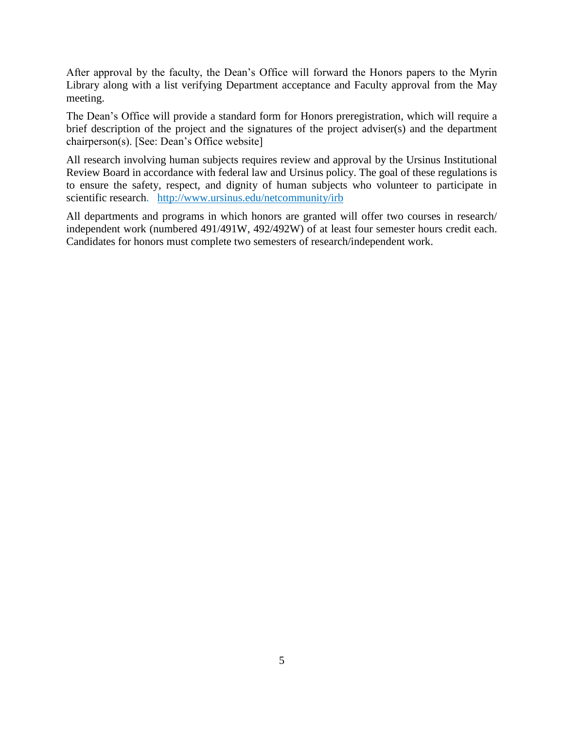After approval by the faculty, the Dean's Office will forward the Honors papers to the Myrin Library along with a list verifying Department acceptance and Faculty approval from the May meeting.

The Dean's Office will provide a standard form for Honors preregistration, which will require a brief description of the project and the signatures of the project adviser(s) and the department chairperson(s). [See: Dean's Office website]

All research involving human subjects requires review and approval by the Ursinus Institutional Review Board in accordance with federal law and Ursinus policy. The goal of these regulations is to ensure the safety, respect, and dignity of human subjects who volunteer to participate in scientific research. http://www.ursinus.edu/netcommunity/irb

All departments and programs in which honors are granted will offer two courses in research/ independent work (numbered 491/491W, 492/492W) of at least four semester hours credit each. Candidates for honors must complete two semesters of research/independent work.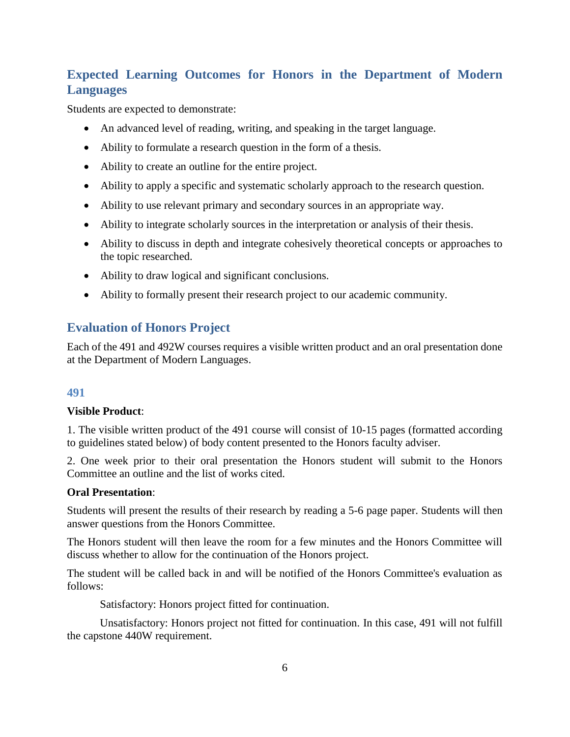## Expected Learning Outcomes for Honors in the Department of Modern Languages

Students are expected to demonstrate:

- An advanced level of reading, writing, and speaking in the target language.
- Ability to formulate a research question in the form of a thesis.
- Ability to create an outline for the entire project.
- Ability to apply a specific and systematic scholarly approach to the research question.
- Ability to use relevant primary and secondary sources in an appropriate way.
- Ability to integrate scholarly sources in the interpretation or analysis of their thesis.
- Ability to discuss in depth and integrate cohesively theoretical concepts or approaches to the topic researched.
- Ability to draw logical and significant conclusions.
- Ability to formally present their research project to our academic community.

## Evaluation of Honors Project

Each of the 491 and 492W courses requires a visible written product and an oral presentation done at the Department of Modern Languages.

### 491

**Visible Product**:

1. The visible written product of the 491 course will consist of 10-15 pages (formatted according to guidelines stated below) of body content presented to the Honors faculty adviser.

2. One week prior to their oral presentation the Honors student will submit to the Honors Committee an outline and the list of works cited.

**Oral Presentation**:

Students will present the results of their research by reading a 5-6 page paper. Students will then answer questions from the Honors Committee.

The Honors student will then leave the room for a few minutes and the Honors Committee will discuss whether to allow for the continuation of the Honors project.

The student will be called back in and will be notified of the Honors Committee's evaluation as follows:

Satisfactory: Honors project fitted for continuation.

Unsatisfactory: Honors project not fitted for continuation. In this case, 491 will not fulfill the capstone 440W requirement.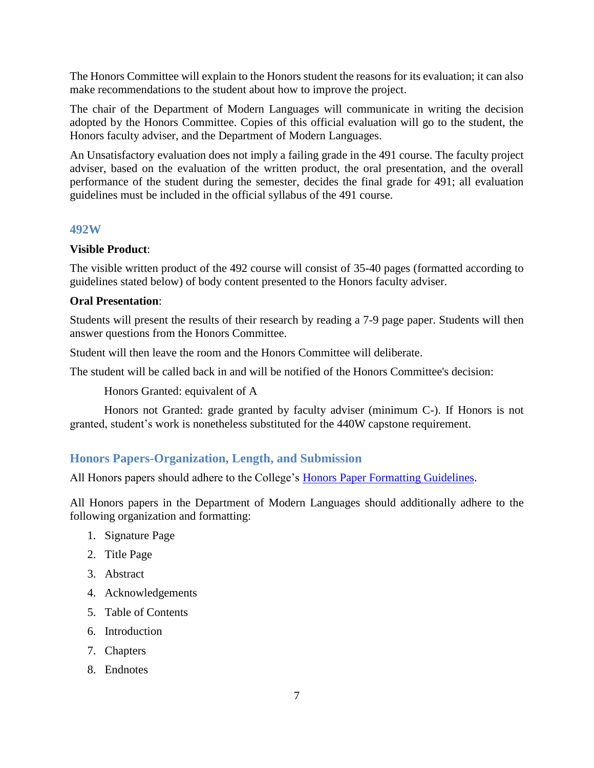The Honors Committee will explain to the Honors student the reasons for its evaluation; it can also make recommendations to the student about how to improve the project.

The chair of the Department of Modern Languages will communicate in writing the decision adopted by the Honors Committee. Copies of this official evaluation will go to the student, the Honors faculty adviser, and the Department of Modern Languages.

An Unsatisfactory evaluation does not imply a failing grade in the 491 course. The faculty project adviser, based on the evaluation of the written product, the oral presentation, and the overall performance of the student during the semester, decides the final grade for 491; all evaluation guidelines must be included in the official syllabus of the 491 course.

### 492W

**Visible Product**:

The visible written product of the 492 course will consist of 35-40 pages (formatted according to guidelines stated below) of body content presented to the Honors faculty adviser.

**Oral Presentation**:

Students will present the results of their research by reading a 7-9 page paper. Students will then answer questions from the Honors Committee.

Student will then leave the room and the Honors Committee will deliberate.

The student will be called back in and will be notified of the Honors Committee's decision:

Honors Granted: equivalent of A

Honors not Granted: grade granted by faculty adviser (minimum C-). If Honors is not granted, student's work is nonetheless substituted for the 440W capstone requirement.

## Honors Papers-Organization, Length, and Submission

All Honors papers should adhere to the College's [Honors Paper Formatting Guidelines](#).

All Honors papers in the Department of Modern Languages should additionally adhere to the following organization and formatting:

1. Signature Page
2. Title Page
3. Abstract
4. Acknowledgements
5. Table of Contents
6. Introduction
7. Chapters
8. Endnotes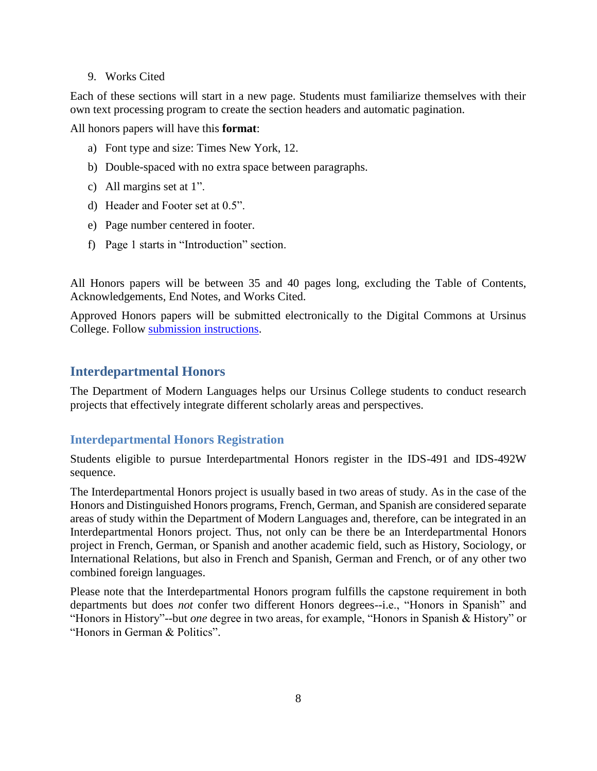9. Works Cited

Each of these sections will start in a new page. Students must familiarize themselves with their own text processing program to create the section headers and automatic pagination.

All honors papers will have this **format**:

a) Font type and size: Times New York, 12.
b) Double-spaced with no extra space between paragraphs.
c) All margins set at 1".
d) Header and Footer set at 0.5".
e) Page number centered in footer.
f) Page 1 starts in "Introduction" section.

All Honors papers will be between 35 and 40 pages long, excluding the Table of Contents, Acknowledgements, End Notes, and Works Cited.

Approved Honors papers will be submitted electronically to the Digital Commons at Ursinus College. Follow submission instructions.

## Interdepartmental Honors

The Department of Modern Languages helps our Ursinus College students to conduct research projects that effectively integrate different scholarly areas and perspectives.

### Interdepartmental Honors Registration

Students eligible to pursue Interdepartmental Honors register in the IDS-491 and IDS-492W sequence.

The Interdepartmental Honors project is usually based in two areas of study. As in the case of the Honors and Distinguished Honors programs, French, German, and Spanish are considered separate areas of study within the Department of Modern Languages and, therefore, can be integrated in an Interdepartmental Honors project. Thus, not only can be there be an Interdepartmental Honors project in French, German, or Spanish and another academic field, such as History, Sociology, or International Relations, but also in French and Spanish, German and French, or of any other two combined foreign languages.

Please note that the Interdepartmental Honors program fulfills the capstone requirement in both departments but does *not* confer two different Honors degrees--i.e., "Honors in Spanish" and "Honors in History"--but *one* degree in two areas, for example, "Honors in Spanish & History" or "Honors in German & Politics".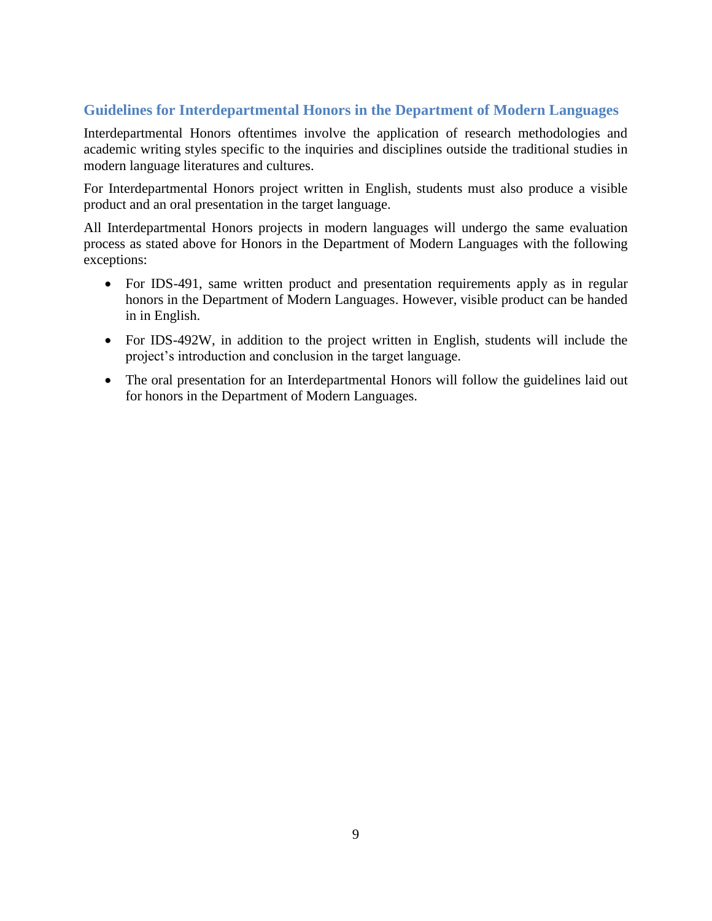## Guidelines for Interdepartmental Honors in the Department of Modern Languages

Interdepartmental Honors oftentimes involve the application of research methodologies and academic writing styles specific to the inquiries and disciplines outside the traditional studies in modern language literatures and cultures.

For Interdepartmental Honors project written in English, students must also produce a visible product and an oral presentation in the target language.

All Interdepartmental Honors projects in modern languages will undergo the same evaluation process as stated above for Honors in the Department of Modern Languages with the following exceptions:

- For IDS-491, same written product and presentation requirements apply as in regular honors in the Department of Modern Languages. However, visible product can be handed in in English.
- For IDS-492W, in addition to the project written in English, students will include the project's introduction and conclusion in the target language.
- The oral presentation for an Interdepartmental Honors will follow the guidelines laid out for honors in the Department of Modern Languages.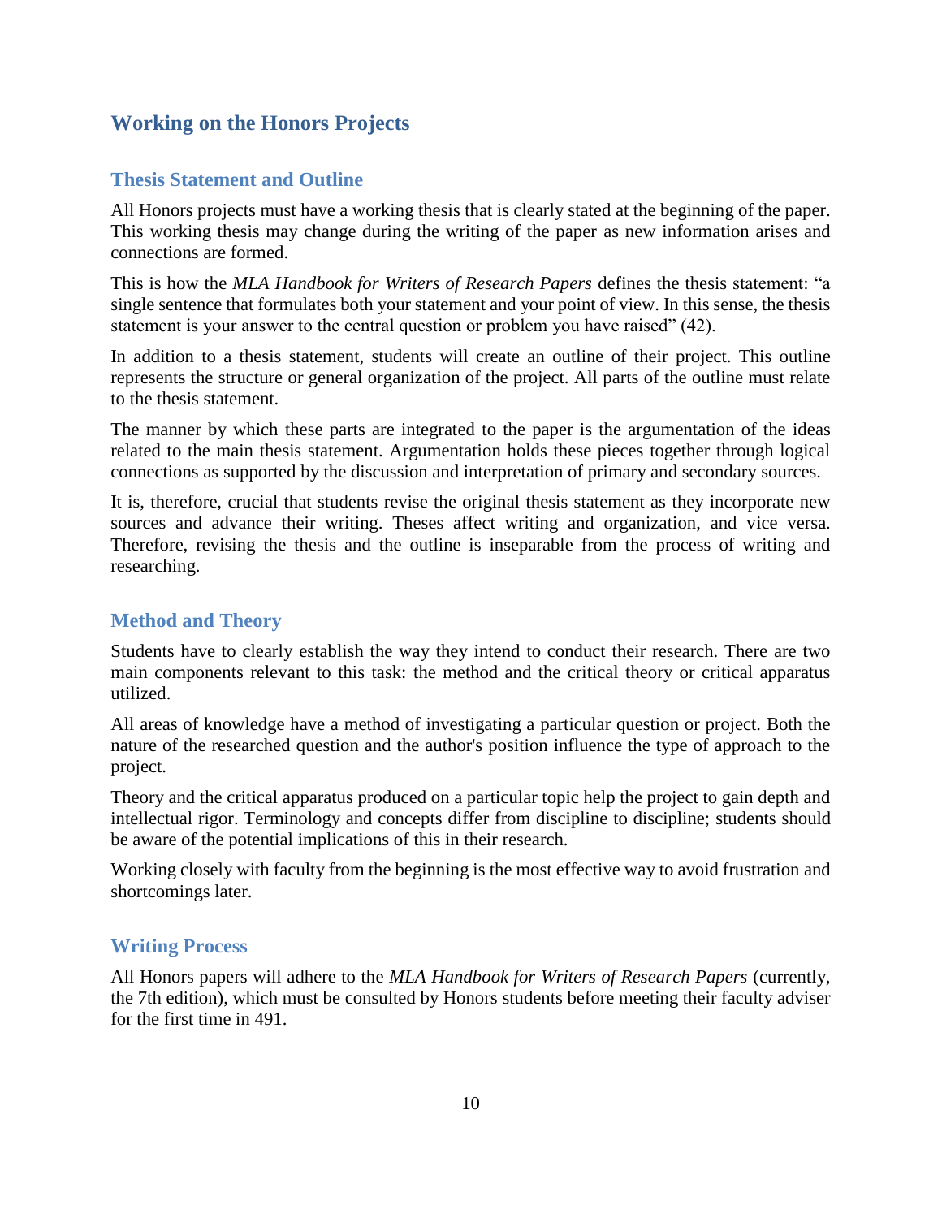## Working on the Honors Projects

### Thesis Statement and Outline

All Honors projects must have a working thesis that is clearly stated at the beginning of the paper. This working thesis may change during the writing of the paper as new information arises and connections are formed.

This is how the *MLA Handbook for Writers of Research Papers* defines the thesis statement: "a single sentence that formulates both your statement and your point of view. In this sense, the thesis statement is your answer to the central question or problem you have raised" (42).

In addition to a thesis statement, students will create an outline of their project. This outline represents the structure or general organization of the project. All parts of the outline must relate to the thesis statement.

The manner by which these parts are integrated to the paper is the argumentation of the ideas related to the main thesis statement. Argumentation holds these pieces together through logical connections as supported by the discussion and interpretation of primary and secondary sources.

It is, therefore, crucial that students revise the original thesis statement as they incorporate new sources and advance their writing. Theses affect writing and organization, and vice versa. Therefore, revising the thesis and the outline is inseparable from the process of writing and researching.

### Method and Theory

Students have to clearly establish the way they intend to conduct their research. There are two main components relevant to this task: the method and the critical theory or critical apparatus utilized.

All areas of knowledge have a method of investigating a particular question or project. Both the nature of the researched question and the author's position influence the type of approach to the project.

Theory and the critical apparatus produced on a particular topic help the project to gain depth and intellectual rigor. Terminology and concepts differ from discipline to discipline; students should be aware of the potential implications of this in their research.

Working closely with faculty from the beginning is the most effective way to avoid frustration and shortcomings later.

### Writing Process

All Honors papers will adhere to the *MLA Handbook for Writers of Research Papers* (currently, the 7th edition), which must be consulted by Honors students before meeting their faculty adviser for the first time in 491.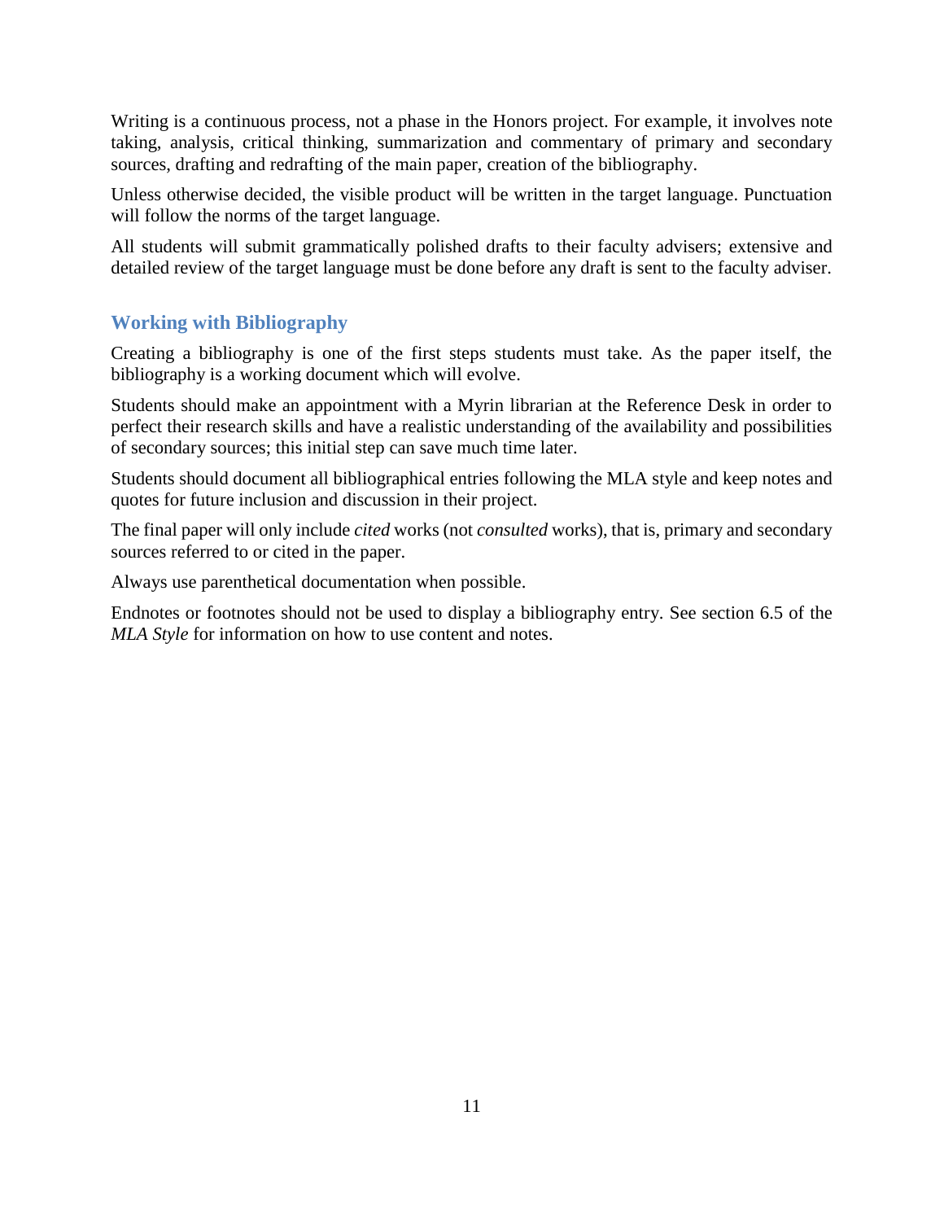Writing is a continuous process, not a phase in the Honors project. For example, it involves note taking, analysis, critical thinking, summarization and commentary of primary and secondary sources, drafting and redrafting of the main paper, creation of the bibliography.

Unless otherwise decided, the visible product will be written in the target language. Punctuation will follow the norms of the target language.

All students will submit grammatically polished drafts to their faculty advisers; extensive and detailed review of the target language must be done before any draft is sent to the faculty adviser.

## Working with Bibliography

Creating a bibliography is one of the first steps students must take. As the paper itself, the bibliography is a working document which will evolve.

Students should make an appointment with a Myrin librarian at the Reference Desk in order to perfect their research skills and have a realistic understanding of the availability and possibilities of secondary sources; this initial step can save much time later.

Students should document all bibliographical entries following the MLA style and keep notes and quotes for future inclusion and discussion in their project.

The final paper will only include *cited* works (not *consulted* works), that is, primary and secondary sources referred to or cited in the paper.

Always use parenthetical documentation when possible.

Endnotes or footnotes should not be used to display a bibliography entry. See section 6.5 of the *MLA Style* for information on how to use content and notes.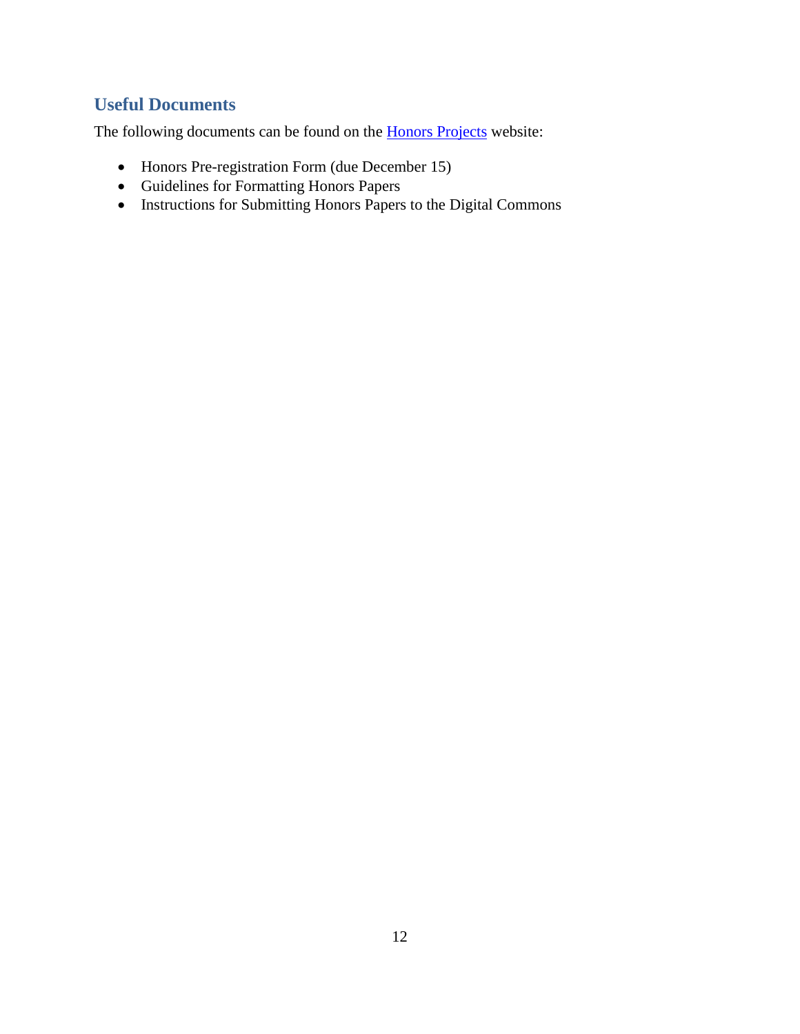## Useful Documents

The following documents can be found on the Honors Projects website:

- Honors Pre-registration Form (due December 15)
- Guidelines for Formatting Honors Papers
- Instructions for Submitting Honors Papers to the Digital Commons